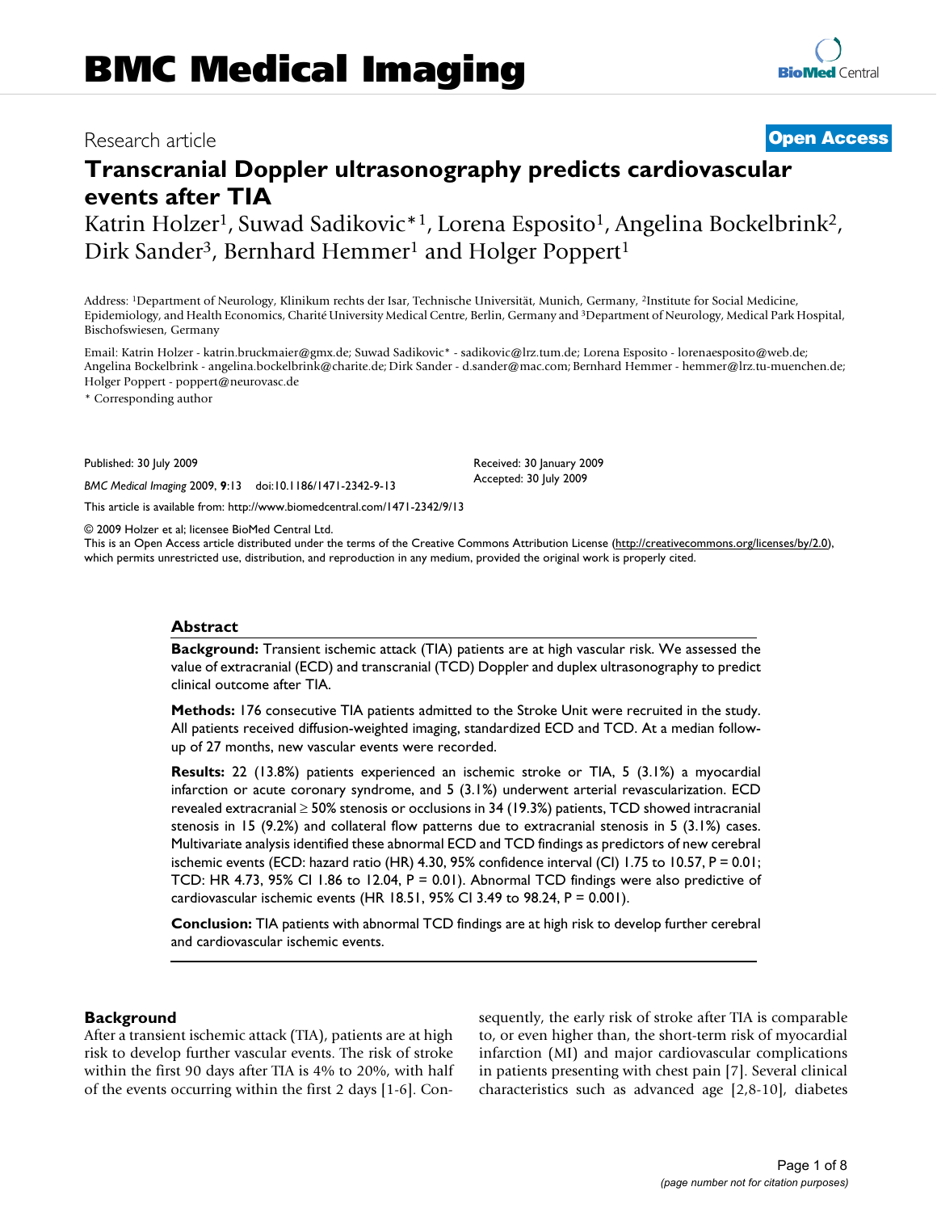# BMC Medical Imaging

Research article

**Open Access**

# Transcranial Doppler ultrasonography predicts cardiovascular events after TIA

Katrin Holzer[1], Suwad Sadikovic*[1], Lorena Esposito[1], Angelina Bockelbrink[2], Dirk Sander[3], Bernhard Hemmer[1] and Holger Poppert[1]

Address: [1]Department of Neurology, Klinikum rechts der Isar, Technische Universität, Munich, Germany, [2]Institute for Social Medicine, Epidemiology, and Health Economics, Charité University Medical Centre, Berlin, Germany and [3]Department of Neurology, Medical Park Hospital, Bischofswiesen, Germany

Email: Katrin Holzer - katrin.bruckmaier@gmx.de; Suwad Sadikovic* - sadikovic@lrz.tum.de; Lorena Esposito - lorenaesposito@web.de; Angelina Bockelbrink - angelina.bockelbrink@charite.de; Dirk Sander - d.sander@mac.com; Bernhard Hemmer - hemmer@lrz.tu-muenchen.de; Holger Poppert - poppert@neurovasc.de

* Corresponding author

Published: 30 July 2009

*BMC Medical Imaging* 2009, **9**:13 doi:10.1186/1471-2342-9-13

Received: 30 January 2009
Accepted: 30 July 2009

This article is available from: http://www.biomedcentral.com/1471-2342/9/13

© 2009 Holzer et al; licensee BioMed Central Ltd.
This is an Open Access article distributed under the terms of the Creative Commons Attribution License (http://creativecommons.org/licenses/by/2.0), which permits unrestricted use, distribution, and reproduction in any medium, provided the original work is properly cited.

## Abstract

**Background:** Transient ischemic attack (TIA) patients are at high vascular risk. We assessed the value of extracranial (ECD) and transcranial (TCD) Doppler and duplex ultrasonography to predict clinical outcome after TIA.

**Methods:** 176 consecutive TIA patients admitted to the Stroke Unit were recruited in the study. All patients received diffusion-weighted imaging, standardized ECD and TCD. At a median follow-up of 27 months, new vascular events were recorded.

**Results:** 22 (13.8%) patients experienced an ischemic stroke or TIA, 5 (3.1%) a myocardial infarction or acute coronary syndrome, and 5 (3.1%) underwent arterial revascularization. ECD revealed extracranial ≥ 50% stenosis or occlusions in 34 (19.3%) patients, TCD showed intracranial stenosis in 15 (9.2%) and collateral flow patterns due to extracranial stenosis in 5 (3.1%) cases. Multivariate analysis identified these abnormal ECD and TCD findings as predictors of new cerebral ischemic events (ECD: hazard ratio (HR) 4.30, 95% confidence interval (CI) 1.75 to 10.57, $P = 0.01$; TCD: HR 4.73, 95% CI 1.86 to 12.04, $P = 0.01$). Abnormal TCD findings were also predictive of cardiovascular ischemic events (HR 18.51, 95% CI 3.49 to 98.24, $P = 0.001$).

**Conclusion:** TIA patients with abnormal TCD findings are at high risk to develop further cerebral and cardiovascular ischemic events.

## Background

After a transient ischemic attack (TIA), patients are at high risk to develop further vascular events. The risk of stroke within the first 90 days after TIA is 4% to 20%, with half of the events occurring within the first 2 days [1-6]. Consequently, the early risk of stroke after TIA is comparable to, or even higher than, the short-term risk of myocardial infarction (MI) and major cardiovascular complications in patients presenting with chest pain [7]. Several clinical characteristics such as advanced age [2,8-10], diabetes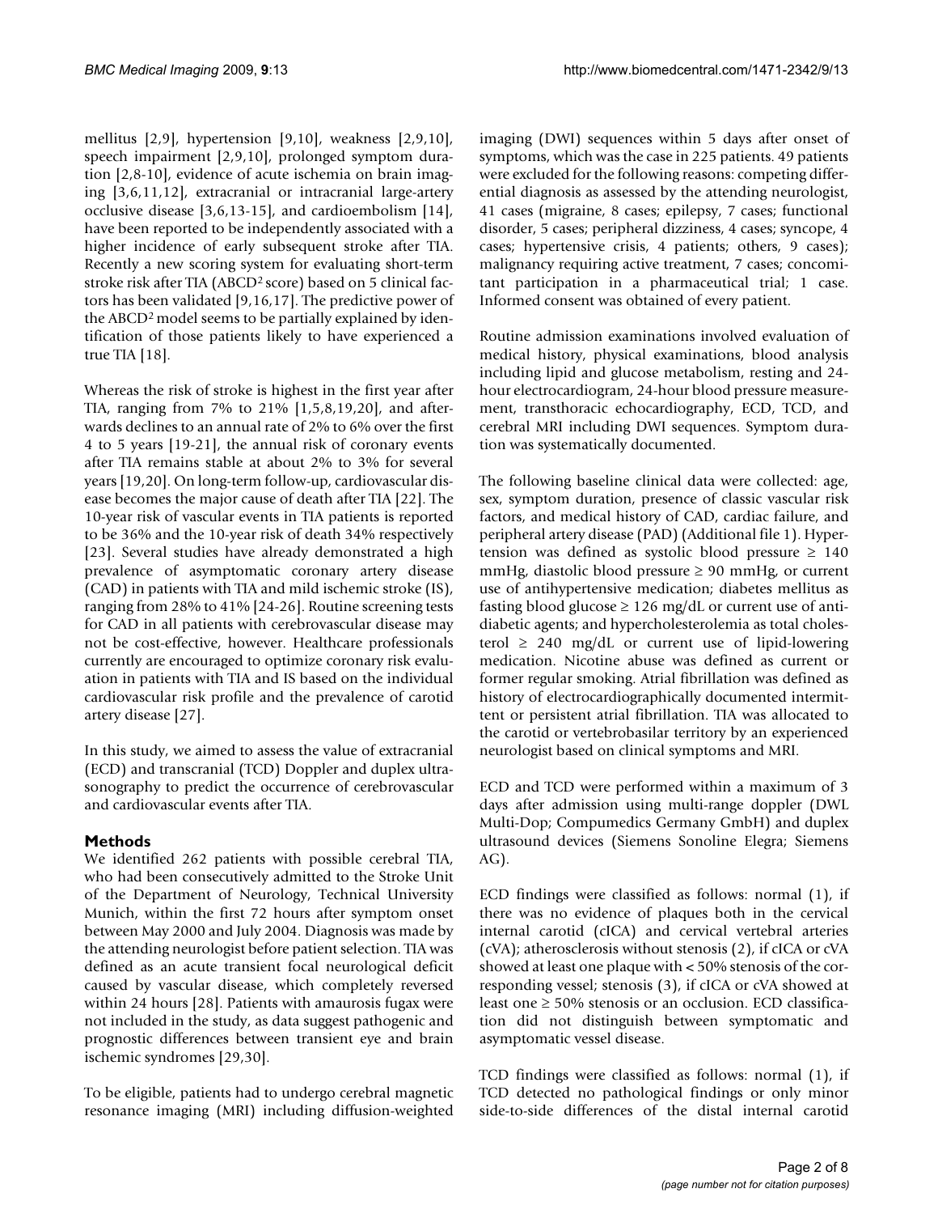mellitus [2,9], hypertension [9,10], weakness [2,9,10], speech impairment [2,9,10], prolonged symptom duration [2,8-10], evidence of acute ischemia on brain imaging [3,6,11,12], extracranial or intracranial large-artery occlusive disease [3,6,13-15], and cardioembolism [14], have been reported to be independently associated with a higher incidence of early subsequent stroke after TIA. Recently a new scoring system for evaluating short-term stroke risk after TIA (ABCD$^2$ score) based on 5 clinical factors has been validated [9,16,17]. The predictive power of the ABCD$^2$ model seems to be partially explained by identification of those patients likely to have experienced a true TIA [18].

Whereas the risk of stroke is highest in the first year after TIA, ranging from 7% to 21% [1,5,8,19,20], and afterwards declines to an annual rate of 2% to 6% over the first 4 to 5 years [19-21], the annual risk of coronary events after TIA remains stable at about 2% to 3% for several years [19,20]. On long-term follow-up, cardiovascular disease becomes the major cause of death after TIA [22]. The 10-year risk of vascular events in TIA patients is reported to be 36% and the 10-year risk of death 34% respectively [23]. Several studies have already demonstrated a high prevalence of asymptomatic coronary artery disease (CAD) in patients with TIA and mild ischemic stroke (IS), ranging from 28% to 41% [24-26]. Routine screening tests for CAD in all patients with cerebrovascular disease may not be cost-effective, however. Healthcare professionals currently are encouraged to optimize coronary risk evaluation in patients with TIA and IS based on the individual cardiovascular risk profile and the prevalence of carotid artery disease [27].

In this study, we aimed to assess the value of extracranial (ECD) and transcranial (TCD) Doppler and duplex ultrasonography to predict the occurrence of cerebrovascular and cardiovascular events after TIA.

## Methods

We identified 262 patients with possible cerebral TIA, who had been consecutively admitted to the Stroke Unit of the Department of Neurology, Technical University Munich, within the first 72 hours after symptom onset between May 2000 and July 2004. Diagnosis was made by the attending neurologist before patient selection. TIA was defined as an acute transient focal neurological deficit caused by vascular disease, which completely reversed within 24 hours [28]. Patients with amaurosis fugax were not included in the study, as data suggest pathogenic and prognostic differences between transient eye and brain ischemic syndromes [29,30].

To be eligible, patients had to undergo cerebral magnetic resonance imaging (MRI) including diffusion-weighted imaging (DWI) sequences within 5 days after onset of symptoms, which was the case in 225 patients. 49 patients were excluded for the following reasons: competing differential diagnosis as assessed by the attending neurologist, 41 cases (migraine, 8 cases; epilepsy, 7 cases; functional disorder, 5 cases; peripheral dizziness, 4 cases; syncope, 4 cases; hypertensive crisis, 4 patients; others, 9 cases); malignancy requiring active treatment, 7 cases; concomitant participation in a pharmaceutical trial; 1 case. Informed consent was obtained of every patient.

Routine admission examinations involved evaluation of medical history, physical examinations, blood analysis including lipid and glucose metabolism, resting and 24-hour electrocardiogram, 24-hour blood pressure measurement, transthoracic echocardiography, ECD, TCD, and cerebral MRI including DWI sequences. Symptom duration was systematically documented.

The following baseline clinical data were collected: age, sex, symptom duration, presence of classic vascular risk factors, and medical history of CAD, cardiac failure, and peripheral artery disease (PAD) (Additional file 1). Hypertension was defined as systolic blood pressure ≥ 140 mmHg, diastolic blood pressure ≥ 90 mmHg, or current use of antihypertensive medication; diabetes mellitus as fasting blood glucose ≥ 126 mg/dL or current use of antidiabetic agents; and hypercholesterolemia as total cholesterol ≥ 240 mg/dL or current use of lipid-lowering medication. Nicotine abuse was defined as current or former regular smoking. Atrial fibrillation was defined as history of electrocardiographically documented intermittent or persistent atrial fibrillation. TIA was allocated to the carotid or vertebrobasilar territory by an experienced neurologist based on clinical symptoms and MRI.

ECD and TCD were performed within a maximum of 3 days after admission using multi-range doppler (DWL Multi-Dop; Compumedics Germany GmbH) and duplex ultrasound devices (Siemens Sonoline Elegra; Siemens AG).

ECD findings were classified as follows: normal (1), if there was no evidence of plaques both in the cervical internal carotid (cICA) and cervical vertebral arteries (cVA); atherosclerosis without stenosis (2), if cICA or cVA showed at least one plaque with < 50% stenosis of the corresponding vessel; stenosis (3), if cICA or cVA showed at least one ≥ 50% stenosis or an occlusion. ECD classification did not distinguish between symptomatic and asymptomatic vessel disease.

TCD findings were classified as follows: normal (1), if TCD detected no pathological findings or only minor side-to-side differences of the distal internal carotid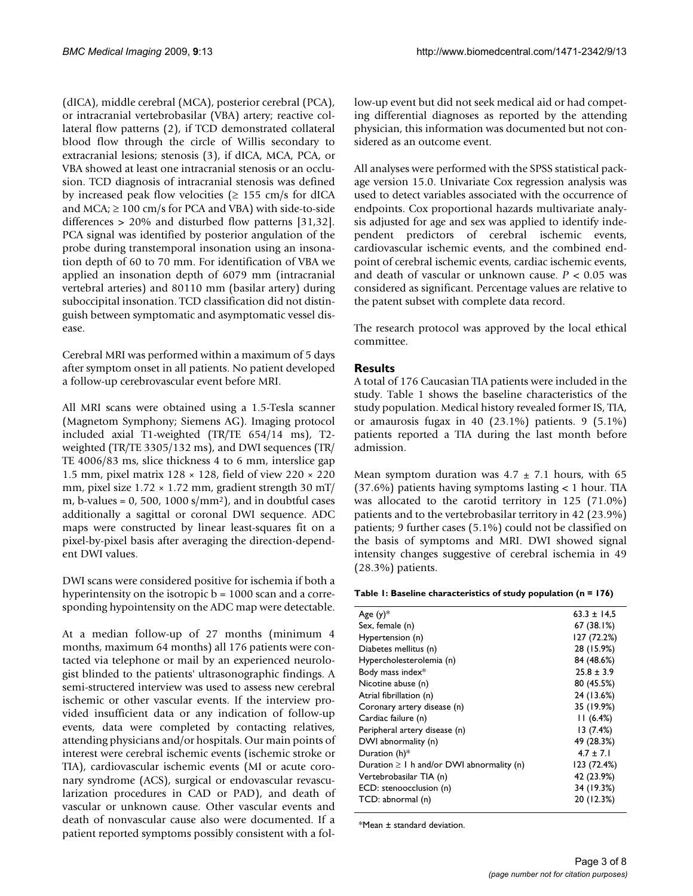(dICA), middle cerebral (MCA), posterior cerebral (PCA), or intracranial vertebrobasilar (VBA) artery; reactive collateral flow patterns (2), if TCD demonstrated collateral blood flow through the circle of Willis secondary to extracranial lesions; stenosis (3), if dICA, MCA, PCA, or VBA showed at least one intracranial stenosis or an occlusion. TCD diagnosis of intracranial stenosis was defined by increased peak flow velocities (≥ 155 cm/s for dICA and MCA; ≥ 100 cm/s for PCA and VBA) with side-to-side differences > 20% and disturbed flow patterns [31,32]. PCA signal was identified by posterior angulation of the probe during transtemporal insonation using an insonation depth of 60 to 70 mm. For identification of VBA we applied an insonation depth of 6079 mm (intracranial vertebral arteries) and 80110 mm (basilar artery) during suboccipital insonation. TCD classification did not distinguish between symptomatic and asymptomatic vessel disease.

Cerebral MRI was performed within a maximum of 5 days after symptom onset in all patients. No patient developed a follow-up cerebrovascular event before MRI.

All MRI scans were obtained using a 1.5-Tesla scanner (Magnetom Symphony; Siemens AG). Imaging protocol included axial T1-weighted (TR/TE 654/14 ms), T2-weighted (TR/TE 3305/132 ms), and DWI sequences (TR/TE 4006/83 ms, slice thickness 4 to 6 mm, interslice gap 1.5 mm, pixel matrix 128 × 128, field of view 220 × 220 mm, pixel size 1.72 × 1.72 mm, gradient strength 30 mT/m, b-values = 0, 500, 1000 s/mm$^2$), and in doubtful cases additionally a sagittal or coronal DWI sequence. ADC maps were constructed by linear least-squares fit on a pixel-by-pixel basis after averaging the direction-dependent DWI values.

DWI scans were considered positive for ischemia if both a hyperintensity on the isotropic b = 1000 scan and a corresponding hypointensity on the ADC map were detectable.

At a median follow-up of 27 months (minimum 4 months, maximum 64 months) all 176 patients were contacted via telephone or mail by an experienced neurologist blinded to the patients' ultrasonographic findings. A semi-structered interview was used to assess new cerebral ischemic or other vascular events. If the interview provided insufficient data or any indication of follow-up events, data were completed by contacting relatives, attending physicians and/or hospitals. Our main points of interest were cerebral ischemic events (ischemic stroke or TIA), cardiovascular ischemic events (MI or acute coronary syndrome (ACS), surgical or endovascular revascularization procedures in CAD or PAD), and death of vascular or unknown cause. Other vascular events and death of nonvascular cause also were documented. If a patient reported symptoms possibly consistent with a follow-up event but did not seek medical aid or had competing differential diagnoses as reported by the attending physician, this information was documented but not considered as an outcome event.

All analyses were performed with the SPSS statistical package version 15.0. Univariate Cox regression analysis was used to detect variables associated with the occurrence of endpoints. Cox proportional hazards multivariate analysis adjusted for age and sex was applied to identify independent predictors of cerebral ischemic events, cardiovascular ischemic events, and the combined endpoint of cerebral ischemic events, cardiac ischemic events, and death of vascular or unknown cause. $P < 0.05$ was considered as significant. Percentage values are relative to the patent subset with complete data record.

The research protocol was approved by the local ethical committee.

## Results

A total of 176 Caucasian TIA patients were included in the study. Table 1 shows the baseline characteristics of the study population. Medical history revealed former IS, TIA, or amaurosis fugax in 40 (23.1%) patients. 9 (5.1%) patients reported a TIA during the last month before admission.

Mean symptom duration was 4.7 ± 7.1 hours, with 65 (37.6%) patients having symptoms lasting < 1 hour. TIA was allocated to the carotid territory in 125 (71.0%) patients and to the vertebrobasilar territory in 42 (23.9%) patients; 9 further cases (5.1%) could not be classified on the basis of symptoms and MRI. DWI showed signal intensity changes suggestive of cerebral ischemia in 49 (28.3%) patients.

**Table 1: Baseline characteristics of study population (n = 176)**

| | |
|---|---|
| Age (y)* | 63.3 ± 14,5 |
| Sex, female (n) | 67 (38.1%) |
| Hypertension (n) | 127 (72.2%) |
| Diabetes mellitus (n) | 28 (15.9%) |
| Hypercholesterolemia (n) | 84 (48.6%) |
| Body mass index* | 25.8 ± 3.9 |
| Nicotine abuse (n) | 80 (45.5%) |
| Atrial fibrillation (n) | 24 (13.6%) |
| Coronary artery disease (n) | 35 (19.9%) |
| Cardiac failure (n) | 11 (6.4%) |
| Peripheral artery disease (n) | 13 (7.4%) |
| DWI abnormality (n) | 49 (28.3%) |
| Duration (h)* | 4.7 ± 7.1 |
| Duration ≥ 1 h and/or DWI abnormality (n) | 123 (72.4%) |
| Vertebrobasilar TIA (n) | 42 (23.9%) |
| ECD: stenoocclusion (n) | 34 (19.3%) |
| TCD: abnormal (n) | 20 (12.3%) |

*Mean ± standard deviation.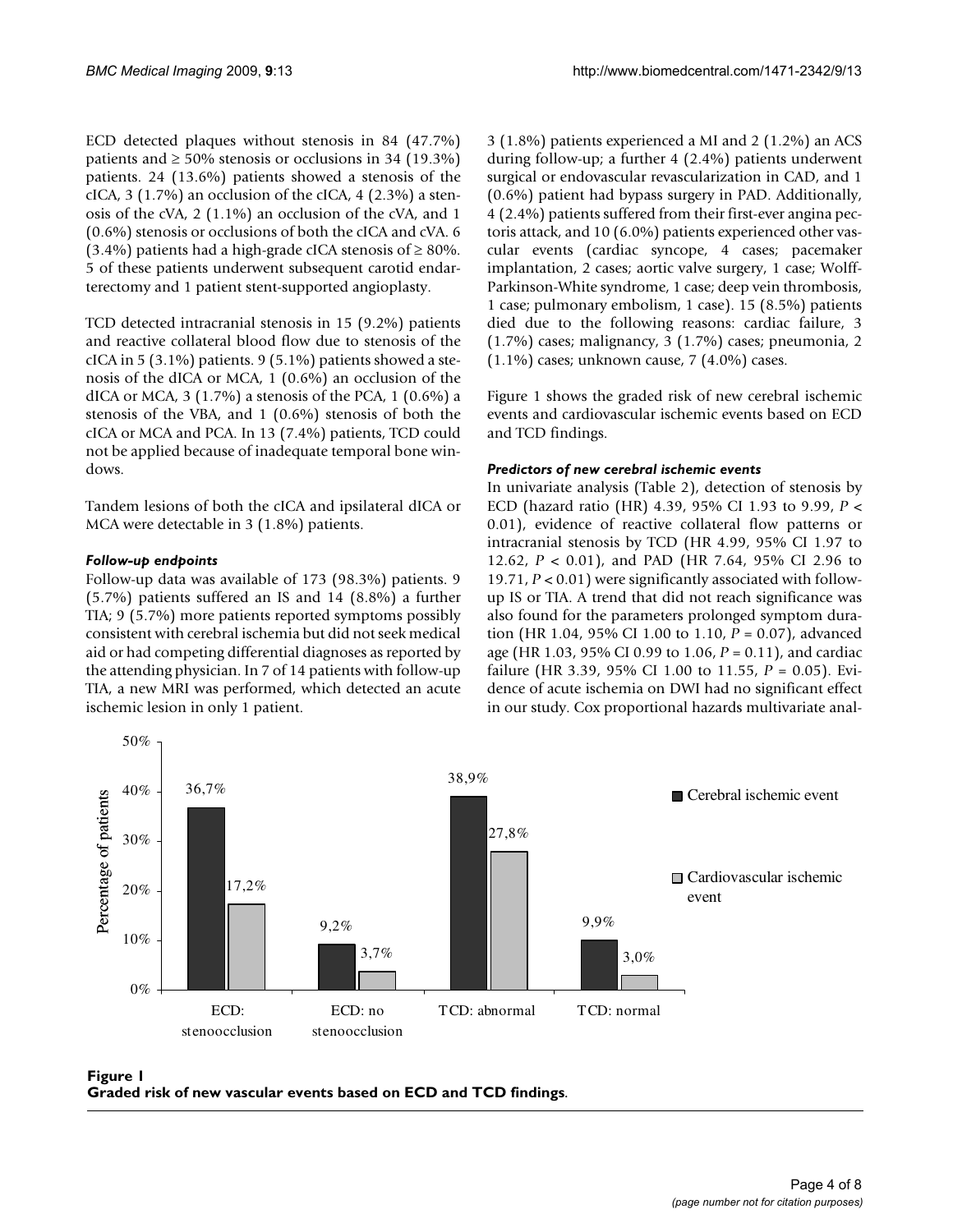ECD detected plaques without stenosis in 84 (47.7%) patients and ≥ 50% stenosis or occlusions in 34 (19.3%) patients. 24 (13.6%) patients showed a stenosis of the cICA, 3 (1.7%) an occlusion of the cICA, 4 (2.3%) a stenosis of the cVA, 2 (1.1%) an occlusion of the cVA, and 1 (0.6%) stenosis or occlusions of both the cICA and cVA. 6 (3.4%) patients had a high-grade cICA stenosis of ≥ 80%. 5 of these patients underwent subsequent carotid endarterectomy and 1 patient stent-supported angioplasty.

TCD detected intracranial stenosis in 15 (9.2%) patients and reactive collateral blood flow due to stenosis of the cICA in 5 (3.1%) patients. 9 (5.1%) patients showed a stenosis of the dICA or MCA, 1 (0.6%) an occlusion of the dICA or MCA, 3 (1.7%) a stenosis of the PCA, 1 (0.6%) a stenosis of the VBA, and 1 (0.6%) stenosis of both the cICA or MCA and PCA. In 13 (7.4%) patients, TCD could not be applied because of inadequate temporal bone windows.

Tandem lesions of both the cICA and ipsilateral dICA or MCA were detectable in 3 (1.8%) patients.

### *Follow-up endpoints*

Follow-up data was available of 173 (98.3%) patients. 9 (5.7%) patients suffered an IS and 14 (8.8%) a further TIA; 9 (5.7%) more patients reported symptoms possibly consistent with cerebral ischemia but did not seek medical aid or had competing differential diagnoses as reported by the attending physician. In 7 of 14 patients with follow-up TIA, a new MRI was performed, which detected an acute ischemic lesion in only 1 patient.

3 (1.8%) patients experienced a MI and 2 (1.2%) an ACS during follow-up; a further 4 (2.4%) patients underwent surgical or endovascular revascularization in CAD, and 1 (0.6%) patient had bypass surgery in PAD. Additionally, 4 (2.4%) patients suffered from their first-ever angina pectoris attack, and 10 (6.0%) patients experienced other vascular events (cardiac syncope, 4 cases; pacemaker implantation, 2 cases; aortic valve surgery, 1 case; Wolff-Parkinson-White syndrome, 1 case; deep vein thrombosis, 1 case; pulmonary embolism, 1 case). 15 (8.5%) patients died due to the following reasons: cardiac failure, 3 (1.7%) cases; malignancy, 3 (1.7%) cases; pneumonia, 2 (1.1%) cases; unknown cause, 7 (4.0%) cases.

Figure 1 shows the graded risk of new cerebral ischemic events and cardiovascular ischemic events based on ECD and TCD findings.

### *Predictors of new cerebral ischemic events*

In univariate analysis (Table 2), detection of stenosis by ECD (hazard ratio (HR) 4.39, 95% CI 1.93 to 9.99, $P < 0.01$), evidence of reactive collateral flow patterns or intracranial stenosis by TCD (HR 4.99, 95% CI 1.97 to 12.62, $P < 0.01$), and PAD (HR 7.64, 95% CI 2.96 to 19.71, $P < 0.01$) were significantly associated with follow-up IS or TIA. A trend that did not reach significance was also found for the parameters prolonged symptom duration (HR 1.04, 95% CI 1.00 to 1.10, $P = 0.07$), advanced age (HR 1.03, 95% CI 0.99 to 1.06, $P = 0.11$), and cardiac failure (HR 3.39, 95% CI 1.00 to 11.55, $P = 0.05$). Evidence of acute ischemia on DWI had no significant effect in our study. Cox proportional hazards multivariate anal-

| | Cerebral ischemic event | Cardiovascular ischemic event |
|---|---|---|
| ECD: stenoocclusion | 36,7% | 17,2% |
| ECD: no stenoocclusion | 9,2% | 3,7% |
| TCD: abnormal | 38,9% | 27,8% |
| TCD: normal | 9,9% | 3,0% |

**Figure 1**
**Graded risk of new vascular events based on ECD and TCD findings**.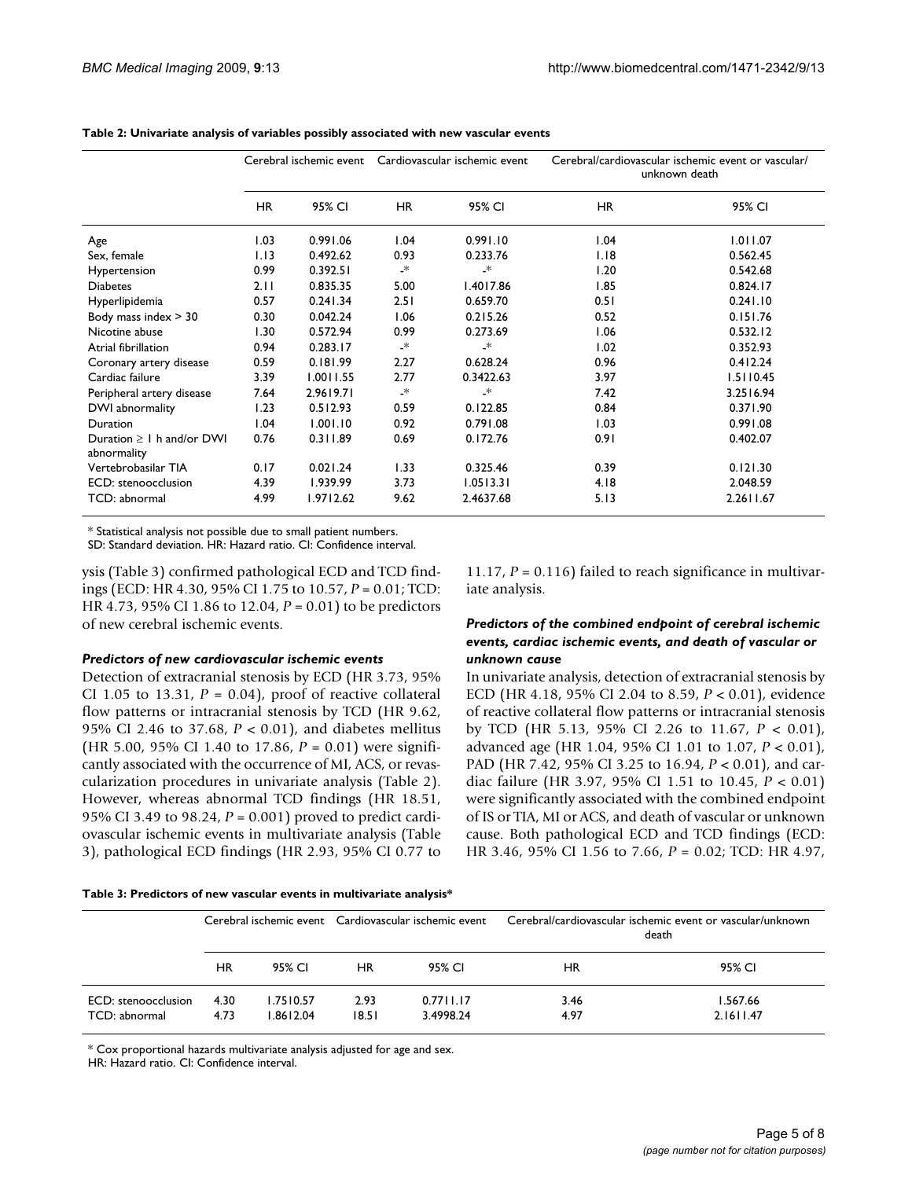**Table 2: Univariate analysis of variables possibly associated with new vascular events**

| | Cerebral ischemic event | | Cardiovascular ischemic event | | Cerebral/cardiovascular ischemic event or vascular/unknown death | |
|---|---|---|---|---|---|---|
| | HR | 95% CI | HR | 95% CI | HR | 95% CI |
| Age | 1.03 | 0.991.06 | 1.04 | 0.991.10 | 1.04 | 1.011.07 |
| Sex, female | 1.13 | 0.492.62 | 0.93 | 0.233.76 | 1.18 | 0.562.45 |
| Hypertension | 0.99 | 0.392.51 | -* | -* | 1.20 | 0.542.68 |
| Diabetes | 2.11 | 0.835.35 | 5.00 | 1.4017.86 | 1.85 | 0.824.17 |
| Hyperlipidemia | 0.57 | 0.241.34 | 2.51 | 0.659.70 | 0.51 | 0.241.10 |
| Body mass index > 30 | 0.30 | 0.042.24 | 1.06 | 0.215.26 | 0.52 | 0.151.76 |
| Nicotine abuse | 1.30 | 0.572.94 | 0.99 | 0.273.69 | 1.06 | 0.532.12 |
| Atrial fibrillation | 0.94 | 0.283.17 | -* | -* | 1.02 | 0.352.93 |
| Coronary artery disease | 0.59 | 0.181.99 | 2.27 | 0.628.24 | 0.96 | 0.412.24 |
| Cardiac failure | 3.39 | 1.0011.55 | 2.77 | 0.3422.63 | 3.97 | 1.5110.45 |
| Peripheral artery disease | 7.64 | 2.9619.71 | -* | -* | 7.42 | 3.2516.94 |
| DWI abnormality | 1.23 | 0.512.93 | 0.59 | 0.122.85 | 0.84 | 0.371.90 |
| Duration | 1.04 | 1.001.10 | 0.92 | 0.791.08 | 1.03 | 0.991.08 |
| Duration ≥ 1 h and/or DWI abnormality | 0.76 | 0.311.89 | 0.69 | 0.172.76 | 0.91 | 0.402.07 |
| Vertebrobasilar TIA | 0.17 | 0.021.24 | 1.33 | 0.325.46 | 0.39 | 0.121.30 |
| ECD: stenoocclusion | 4.39 | 1.939.99 | 3.73 | 1.0513.31 | 4.18 | 2.048.59 |
| TCD: abnormal | 4.99 | 1.9712.62 | 9.62 | 2.4637.68 | 5.13 | 2.2611.67 |

* Statistical analysis not possible due to small patient numbers.
SD: Standard deviation. HR: Hazard ratio. CI: Confidence interval.

ysis (Table 3) confirmed pathological ECD and TCD findings (ECD: HR 4.30, 95% CI 1.75 to 10.57, $P = 0.01$; TCD: HR 4.73, 95% CI 1.86 to 12.04, $P = 0.01$) to be predictors of new cerebral ischemic events.

### *Predictors of new cardiovascular ischemic events*

Detection of extracranial stenosis by ECD (HR 3.73, 95% CI 1.05 to 13.31, $P = 0.04$), proof of reactive collateral flow patterns or intracranial stenosis by TCD (HR 9.62, 95% CI 2.46 to 37.68, $P < 0.01$), and diabetes mellitus (HR 5.00, 95% CI 1.40 to 17.86, $P = 0.01$) were significantly associated with the occurrence of MI, ACS, or revascularization procedures in univariate analysis (Table 2). However, whereas abnormal TCD findings (HR 18.51, 95% CI 3.49 to 98.24, $P = 0.001$) proved to predict cardiovascular ischemic events in multivariate analysis (Table 3), pathological ECD findings (HR 2.93, 95% CI 0.77 to 11.17, $P = 0.116$) failed to reach significance in multivariate analysis.

### *Predictors of the combined endpoint of cerebral ischemic events, cardiac ischemic events, and death of vascular or unknown cause*

In univariate analysis, detection of extracranial stenosis by ECD (HR 4.18, 95% CI 2.04 to 8.59, $P < 0.01$), evidence of reactive collateral flow patterns or intracranial stenosis by TCD (HR 5.13, 95% CI 2.26 to 11.67, $P < 0.01$), advanced age (HR 1.04, 95% CI 1.01 to 1.07, $P < 0.01$), PAD (HR 7.42, 95% CI 3.25 to 16.94, $P < 0.01$), and cardiac failure (HR 3.97, 95% CI 1.51 to 10.45, $P < 0.01$) were significantly associated with the combined endpoint of IS or TIA, MI or ACS, and death of vascular or unknown cause. Both pathological ECD and TCD findings (ECD: HR 3.46, 95% CI 1.56 to 7.66, $P = 0.02$; TCD: HR 4.97,

**Table 3: Predictors of new vascular events in multivariate analysis***

| | Cerebral ischemic event | | Cardiovascular ischemic event | | Cerebral/cardiovascular ischemic event or vascular/unknown death | |
|---|---|---|---|---|---|---|
| | HR | 95% CI | HR | 95% CI | HR | 95% CI |
| ECD: stenoocclusion | 4.30 | 1.7510.57 | 2.93 | 0.7711.17 | 3.46 | 1.567.66 |
| TCD: abnormal | 4.73 | 1.8612.04 | 18.51 | 3.4998.24 | 4.97 | 2.1611.47 |

* Cox proportional hazards multivariate analysis adjusted for age and sex.
HR: Hazard ratio. CI: Confidence interval.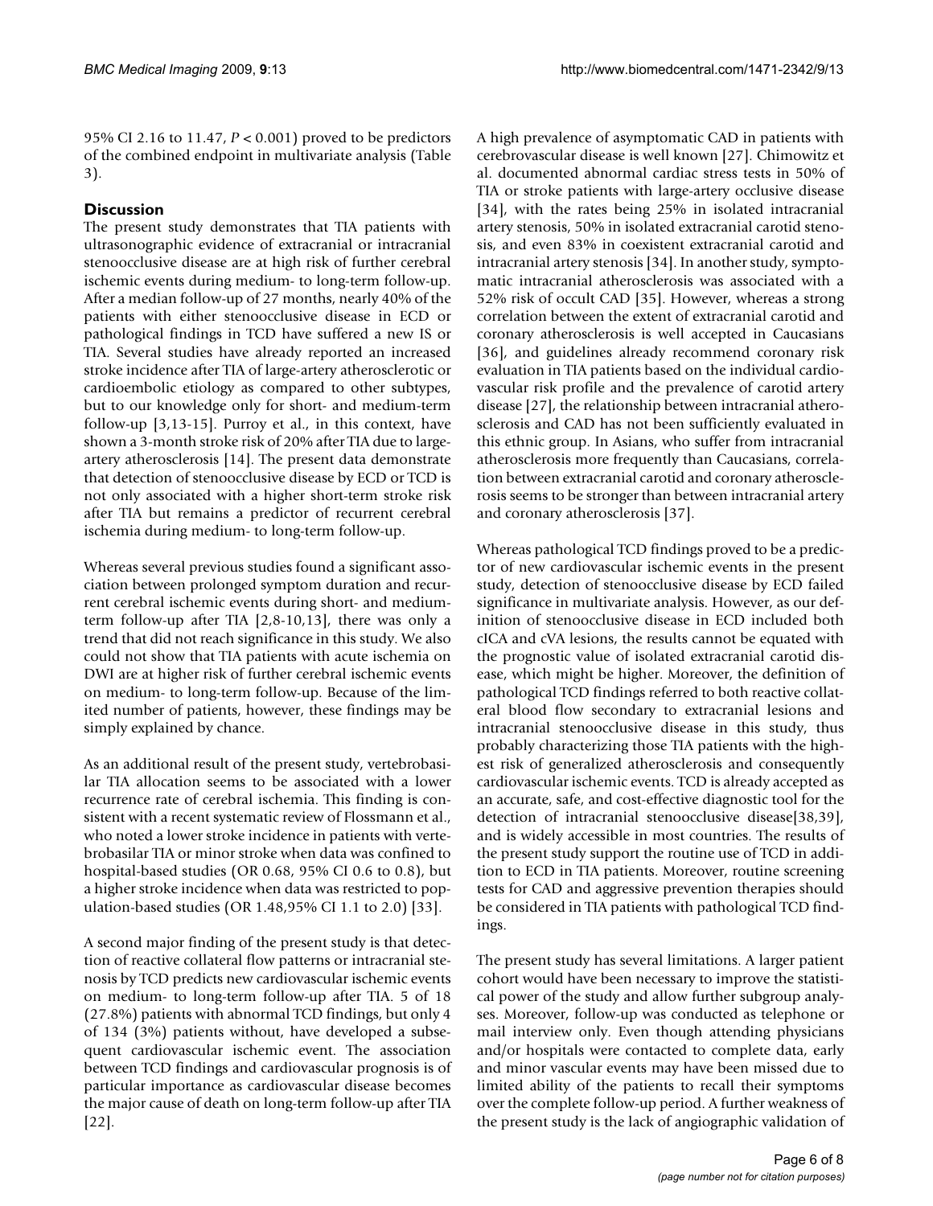95% CI 2.16 to 11.47, $P < 0.001$) proved to be predictors of the combined endpoint in multivariate analysis (Table 3).

## Discussion

The present study demonstrates that TIA patients with ultrasonographic evidence of extracranial or intracranial stenoocclusive disease are at high risk of further cerebral ischemic events during medium- to long-term follow-up. After a median follow-up of 27 months, nearly 40% of the patients with either stenoocclusive disease in ECD or pathological findings in TCD have suffered a new IS or TIA. Several studies have already reported an increased stroke incidence after TIA of large-artery atherosclerotic or cardioembolic etiology as compared to other subtypes, but to our knowledge only for short- and medium-term follow-up [3,13-15]. Purroy et al., in this context, have shown a 3-month stroke risk of 20% after TIA due to large-artery atherosclerosis [14]. The present data demonstrate that detection of stenoocclusive disease by ECD or TCD is not only associated with a higher short-term stroke risk after TIA but remains a predictor of recurrent cerebral ischemia during medium- to long-term follow-up.

Whereas several previous studies found a significant association between prolonged symptom duration and recurrent cerebral ischemic events during short- and medium-term follow-up after TIA [2,8-10,13], there was only a trend that did not reach significance in this study. We also could not show that TIA patients with acute ischemia on DWI are at higher risk of further cerebral ischemic events on medium- to long-term follow-up. Because of the limited number of patients, however, these findings may be simply explained by chance.

As an additional result of the present study, vertebrobasilar TIA allocation seems to be associated with a lower recurrence rate of cerebral ischemia. This finding is consistent with a recent systematic review of Flossmann et al., who noted a lower stroke incidence in patients with vertebrobasilar TIA or minor stroke when data was confined to hospital-based studies (OR 0.68, 95% CI 0.6 to 0.8), but a higher stroke incidence when data was restricted to population-based studies (OR 1.48,95% CI 1.1 to 2.0) [33].

A second major finding of the present study is that detection of reactive collateral flow patterns or intracranial stenosis by TCD predicts new cardiovascular ischemic events on medium- to long-term follow-up after TIA. 5 of 18 (27.8%) patients with abnormal TCD findings, but only 4 of 134 (3%) patients without, have developed a subsequent cardiovascular ischemic event. The association between TCD findings and cardiovascular prognosis is of particular importance as cardiovascular disease becomes the major cause of death on long-term follow-up after TIA [22].

A high prevalence of asymptomatic CAD in patients with cerebrovascular disease is well known [27]. Chimowitz et al. documented abnormal cardiac stress tests in 50% of TIA or stroke patients with large-artery occlusive disease [34], with the rates being 25% in isolated intracranial artery stenosis, 50% in isolated extracranial carotid stenosis, and even 83% in coexistent extracranial carotid and intracranial artery stenosis [34]. In another study, symptomatic intracranial atherosclerosis was associated with a 52% risk of occult CAD [35]. However, whereas a strong correlation between the extent of extracranial carotid and coronary atherosclerosis is well accepted in Caucasians [36], and guidelines already recommend coronary risk evaluation in TIA patients based on the individual cardiovascular risk profile and the prevalence of carotid artery disease [27], the relationship between intracranial atherosclerosis and CAD has not been sufficiently evaluated in this ethnic group. In Asians, who suffer from intracranial atherosclerosis more frequently than Caucasians, correlation between extracranial carotid and coronary atherosclerosis seems to be stronger than between intracranial artery and coronary atherosclerosis [37].

Whereas pathological TCD findings proved to be a predictor of new cardiovascular ischemic events in the present study, detection of stenoocclusive disease by ECD failed significance in multivariate analysis. However, as our definition of stenoocclusive disease in ECD included both cICA and cVA lesions, the results cannot be equated with the prognostic value of isolated extracranial carotid disease, which might be higher. Moreover, the definition of pathological TCD findings referred to both reactive collateral blood flow secondary to extracranial lesions and intracranial stenoocclusive disease in this study, thus probably characterizing those TIA patients with the highest risk of generalized atherosclerosis and consequently cardiovascular ischemic events. TCD is already accepted as an accurate, safe, and cost-effective diagnostic tool for the detection of intracranial stenoocclusive disease[38,39], and is widely accessible in most countries. The results of the present study support the routine use of TCD in addition to ECD in TIA patients. Moreover, routine screening tests for CAD and aggressive prevention therapies should be considered in TIA patients with pathological TCD findings.

The present study has several limitations. A larger patient cohort would have been necessary to improve the statistical power of the study and allow further subgroup analyses. Moreover, follow-up was conducted as telephone or mail interview only. Even though attending physicians and/or hospitals were contacted to complete data, early and minor vascular events may have been missed due to limited ability of the patients to recall their symptoms over the complete follow-up period. A further weakness of the present study is the lack of angiographic validation of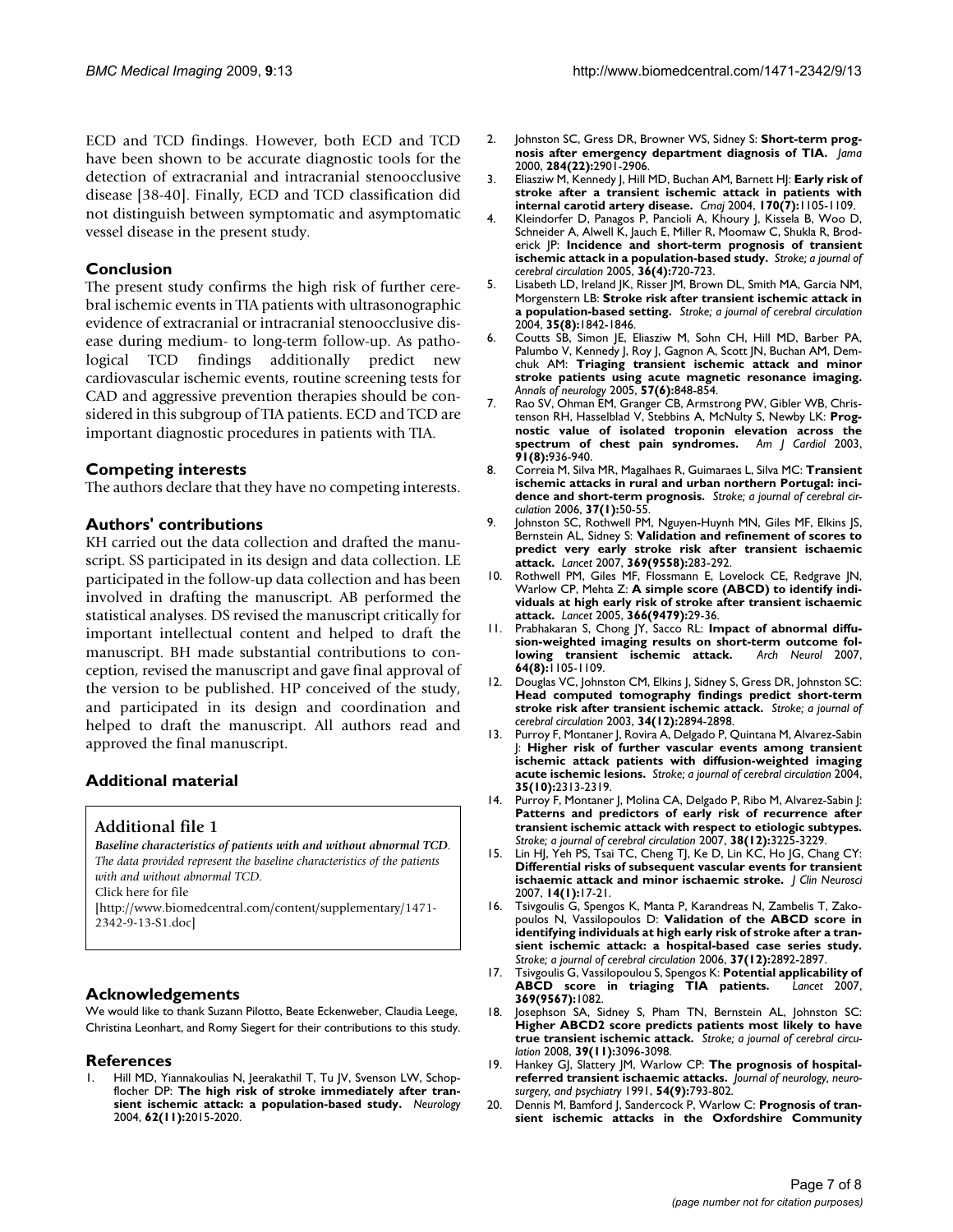ECD and TCD findings. However, both ECD and TCD have been shown to be accurate diagnostic tools for the detection of extracranial and intracranial stenoocclusive disease [38-40]. Finally, ECD and TCD classification did not distinguish between symptomatic and asymptomatic vessel disease in the present study.

## Conclusion

The present study confirms the high risk of further cerebral ischemic events in TIA patients with ultrasonographic evidence of extracranial or intracranial stenoocclusive disease during medium- to long-term follow-up. As pathological TCD findings additionally predict new cardiovascular ischemic events, routine screening tests for CAD and aggressive prevention therapies should be considered in this subgroup of TIA patients. ECD and TCD are important diagnostic procedures in patients with TIA.

## Competing interests

The authors declare that they have no competing interests.

## Authors' contributions

KH carried out the data collection and drafted the manuscript. SS participated in its design and data collection. LE participated in the follow-up data collection and has been involved in drafting the manuscript. AB performed the statistical analyses. DS revised the manuscript critically for important intellectual content and helped to draft the manuscript. BH made substantial contributions to conception, revised the manuscript and gave final approval of the version to be published. HP conceived of the study, and participated in its design and coordination and helped to draft the manuscript. All authors read and approved the final manuscript.

## Additional material

**Additional file 1**

***Baseline characteristics of patients with and without abnormal TCD****. The data provided represent the baseline characteristics of the patients with and without abnormal TCD.*

Click here for file

[http://www.biomedcentral.com/content/supplementary/1471-2342-9-13-S1.doc]

## Acknowledgements

We would like to thank Suzann Pilotto, Beate Eckenweber, Claudia Leege, Christina Leonhart, and Romy Siegert for their contributions to this study.

## References

1. Hill MD, Yiannakoulias N, Jeerakathil T, Tu JV, Svenson LW, Schopflocher DP: **The high risk of stroke immediately after transient ischemic attack: a population-based study.** *Neurology* 2004, **62(11):**2015-2020.
2. Johnston SC, Gress DR, Browner WS, Sidney S: **Short-term prognosis after emergency department diagnosis of TIA.** *Jama* 2000, **284(22):**2901-2906.
3. Eliasziw M, Kennedy J, Hill MD, Buchan AM, Barnett HJ: **Early risk of stroke after a transient ischemic attack in patients with internal carotid artery disease.** *Cmaj* 2004, **170(7):**1105-1109.
4. Kleindorfer D, Panagos P, Pancioli A, Khoury J, Kissela B, Woo D, Schneider A, Alwell K, Jauch E, Miller R, Moomaw C, Shukla R, Broderick JP: **Incidence and short-term prognosis of transient ischemic attack in a population-based study.** *Stroke; a journal of cerebral circulation* 2005, **36(4):**720-723.
5. Lisabeth LD, Ireland JK, Risser JM, Brown DL, Smith MA, Garcia NM, Morgenstern LB: **Stroke risk after transient ischemic attack in a population-based setting.** *Stroke; a journal of cerebral circulation* 2004, **35(8):**1842-1846.
6. Coutts SB, Simon JE, Eliasziw M, Sohn CH, Hill MD, Barber PA, Palumbo V, Kennedy J, Roy J, Gagnon A, Scott JN, Buchan AM, Demchuk AM: **Triaging transient ischemic attack and minor stroke patients using acute magnetic resonance imaging.** *Annals of neurology* 2005, **57(6):**848-854.
7. Rao SV, Ohman EM, Granger CB, Armstrong PW, Gibler WB, Christenson RH, Hasselblad V, Stebbins A, McNulty S, Newby LK: **Prognostic value of isolated troponin elevation across the spectrum of chest pain syndromes.** *Am J Cardiol* 2003, **91(8):**936-940.
8. Correia M, Silva MR, Magalhaes R, Guimaraes L, Silva MC: **Transient ischemic attacks in rural and urban northern Portugal: incidence and short-term prognosis.** *Stroke; a journal of cerebral circulation* 2006, **37(1):**50-55.
9. Johnston SC, Rothwell PM, Nguyen-Huynh MN, Giles MF, Elkins JS, Bernstein AL, Sidney S: **Validation and refinement of scores to predict very early stroke risk after transient ischaemic attack.** *Lancet* 2007, **369(9558):**283-292.
10. Rothwell PM, Giles MF, Flossmann E, Lovelock CE, Redgrave JN, Warlow CP, Mehta Z: **A simple score (ABCD) to identify individuals at high early risk of stroke after transient ischaemic attack.** *Lancet* 2005, **366(9479):**29-36.
11. Prabhakaran S, Chong JY, Sacco RL: **Impact of abnormal diffusion-weighted imaging results on short-term outcome following transient ischemic attack.** *Arch Neurol* 2007, **64(8):**1105-1109.
12. Douglas VC, Johnston CM, Elkins J, Sidney S, Gress DR, Johnston SC: **Head computed tomography findings predict short-term stroke risk after transient ischemic attack.** *Stroke; a journal of cerebral circulation* 2003, **34(12):**2894-2898.
13. Purroy F, Montaner J, Rovira A, Delgado P, Quintana M, Alvarez-Sabin J: **Higher risk of further vascular events among transient ischemic attack patients with diffusion-weighted imaging acute ischemic lesions.** *Stroke; a journal of cerebral circulation* 2004, **35(10):**2313-2319.
14. Purroy F, Montaner J, Molina CA, Delgado P, Ribo M, Alvarez-Sabin J: **Patterns and predictors of early risk of recurrence after transient ischemic attack with respect to etiologic subtypes.** *Stroke; a journal of cerebral circulation* 2007, **38(12):**3225-3229.
15. Lin HJ, Yeh PS, Tsai TC, Cheng TJ, Ke D, Lin KC, Ho JG, Chang CY: **Differential risks of subsequent vascular events for transient ischaemic attack and minor ischaemic stroke.** *J Clin Neurosci* 2007, **14(1):**17-21.
16. Tsivgoulis G, Spengos K, Manta P, Karandreas N, Zambelis T, Zakopoulos N, Vassilopoulos D: **Validation of the ABCD score in identifying individuals at high early risk of stroke after a transient ischemic attack: a hospital-based case series study.** *Stroke; a journal of cerebral circulation* 2006, **37(12):**2892-2897.
17. Tsivgoulis G, Vassilopoulou S, Spengos K: **Potential applicability of ABCD score in triaging TIA patients.** *Lancet* 2007, **369(9567):**1082.
18. Josephson SA, Sidney S, Pham TN, Bernstein AL, Johnston SC: **Higher ABCD2 score predicts patients most likely to have true transient ischemic attack.** *Stroke; a journal of cerebral circulation* 2008, **39(11):**3096-3098.
19. Hankey GJ, Slattery JM, Warlow CP: **The prognosis of hospital-referred transient ischaemic attacks.** *Journal of neurology, neurosurgery, and psychiatry* 1991, **54(9):**793-802.
20. Dennis M, Bamford J, Sandercock P, Warlow C: **Prognosis of transient ischemic attacks in the Oxfordshire Community**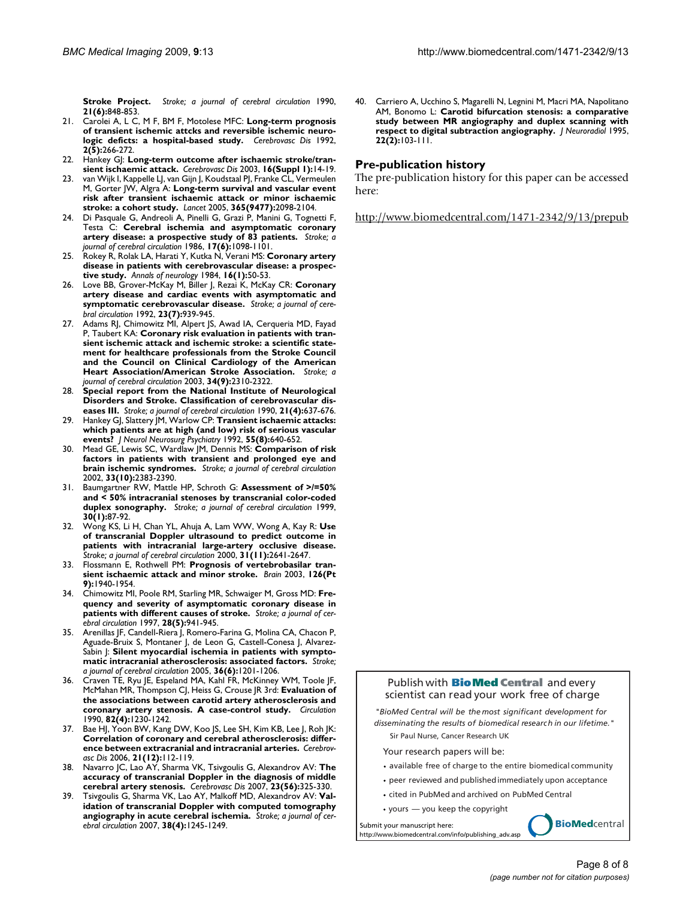**Stroke Project.** *Stroke; a journal of cerebral circulation* 1990, **21(6):**848-853.

21. Carolei A, L C, M F, BM F, Motolese MFC: **Long-term prognosis of transient ischemic attcks and reversible ischemic neurologic deficts: a hospital-based study.** *Cerebrovasc Dis* 1992, **2(5):**266-272.
22. Hankey GJ: **Long-term outcome after ischaemic stroke/transient ischaemic attack.** *Cerebrovasc Dis* 2003, **16(Suppl 1):**14-19.
23. van Wijk I, Kappelle LJ, van Gijn J, Koudstaal PJ, Franke CL, Vermeulen M, Gorter JW, Algra A: **Long-term survival and vascular event risk after transient ischaemic attack or minor ischaemic stroke: a cohort study.** *Lancet* 2005, **365(9477):**2098-2104.
24. Di Pasquale G, Andreoli A, Pinelli G, Grazi P, Manini G, Tognetti F, Testa C: **Cerebral ischemia and asymptomatic coronary artery disease: a prospective study of 83 patients.** *Stroke; a journal of cerebral circulation* 1986, **17(6):**1098-1101.
25. Rokey R, Rolak LA, Harati Y, Kutka N, Verani MS: **Coronary artery disease in patients with cerebrovascular disease: a prospective study.** *Annals of neurology* 1984, **16(1):**50-53.
26. Love BB, Grover-McKay M, Biller J, Rezai K, McKay CR: **Coronary artery disease and cardiac events with asymptomatic and symptomatic cerebrovascular disease.** *Stroke; a journal of cerebral circulation* 1992, **23(7):**939-945.
27. Adams RJ, Chimowitz MI, Alpert JS, Awad IA, Cerqueria MD, Fayad P, Taubert KA: **Coronary risk evaluation in patients with transient ischemic attack and ischemic stroke: a scientific statement for healthcare professionals from the Stroke Council and the Council on Clinical Cardiology of the American Heart Association/American Stroke Association.** *Stroke; a journal of cerebral circulation* 2003, **34(9):**2310-2322.
28. **Special report from the National Institute of Neurological Disorders and Stroke. Classification of cerebrovascular diseases III.** *Stroke; a journal of cerebral circulation* 1990, **21(4):**637-676.
29. Hankey GJ, Slattery JM, Warlow CP: **Transient ischaemic attacks: which patients are at high (and low) risk of serious vascular events?** *J Neurol Neurosurg Psychiatry* 1992, **55(8):**640-652.
30. Mead GE, Lewis SC, Wardlaw JM, Dennis MS: **Comparison of risk factors in patients with transient and prolonged eye and brain ischemic syndromes.** *Stroke; a journal of cerebral circulation* 2002, **33(10):**2383-2390.
31. Baumgartner RW, Mattle HP, Schroth G: **Assessment of >/=50% and < 50% intracranial stenoses by transcranial color-coded duplex sonography.** *Stroke; a journal of cerebral circulation* 1999, **30(1):**87-92.
32. Wong KS, Li H, Chan YL, Ahuja A, Lam WW, Wong A, Kay R: **Use of transcranial Doppler ultrasound to predict outcome in patients with intracranial large-artery occlusive disease.** *Stroke; a journal of cerebral circulation* 2000, **31(11):**2641-2647.
33. Flossmann E, Rothwell PM: **Prognosis of vertebrobasilar transient ischaemic attack and minor stroke.** *Brain* 2003, **126(Pt 9):**1940-1954.
34. Chimowitz MI, Poole RM, Starling MR, Schwaiger M, Gross MD: **Frequency and severity of asymptomatic coronary disease in patients with different causes of stroke.** *Stroke; a journal of cerebral circulation* 1997, **28(5):**941-945.
35. Arenillas JF, Candell-Riera J, Romero-Farina G, Molina CA, Chacon P, Aguade-Bruix S, Montaner J, de Leon G, Castell-Conesa J, Alvarez-Sabin J: **Silent myocardial ischemia in patients with symptomatic intracranial atherosclerosis: associated factors.** *Stroke; a journal of cerebral circulation* 2005, **36(6):**1201-1206.
36. Craven TE, Ryu JE, Espeland MA, Kahl FR, McKinney WM, Toole JF, McMahan MR, Thompson CJ, Heiss G, Crouse JR 3rd: **Evaluation of the associations between carotid artery atherosclerosis and coronary artery stenosis. A case-control study.** *Circulation* 1990, **82(4):**1230-1242.
37. Bae HJ, Yoon BW, Kang DW, Koo JS, Lee SH, Kim KB, Lee J, Roh JK: **Correlation of coronary and cerebral atherosclerosis: difference between extracranial and intracranial arteries.** *Cerebrovasc Dis* 2006, **21(12):**112-119.
38. Navarro JC, Lao AY, Sharma VK, Tsivgoulis G, Alexandrov AV: **The accuracy of transcranial Doppler in the diagnosis of middle cerebral artery stenosis.** *Cerebrovasc Dis* 2007, **23(56):**325-330.
39. Tsivgoulis G, Sharma VK, Lao AY, Malkoff MD, Alexandrov AV: **Validation of transcranial Doppler with computed tomography angiography in acute cerebral ischemia.** *Stroke; a journal of cerebral circulation* 2007, **38(4):**1245-1249.
40. Carriero A, Ucchino S, Magarelli N, Legnini M, Macri MA, Napolitano AM, Bonomo L: **Carotid bifurcation stenosis: a comparative study between MR angiography and duplex scanning with respect to digital subtraction angiography.** *J Neuroradiol* 1995, **22(2):**103-111.

## Pre-publication history

The pre-publication history for this paper can be accessed here:

http://www.biomedcentral.com/1471-2342/9/13/prepub

Publish with **BioMed Central** and every scientist can read your work free of charge

*"BioMed Central will be the most significant development for disseminating the results of biomedical research in our lifetime."*

Sir Paul Nurse, Cancer Research UK

Your research papers will be:

- available free of charge to the entire biomedical community
- peer reviewed and published immediately upon acceptance
- cited in PubMed and archived on PubMed Central
- yours — you keep the copyright

Submit your manuscript here:
http://www.biomedcentral.com/info/publishing_adv.asp

**BioMed**central